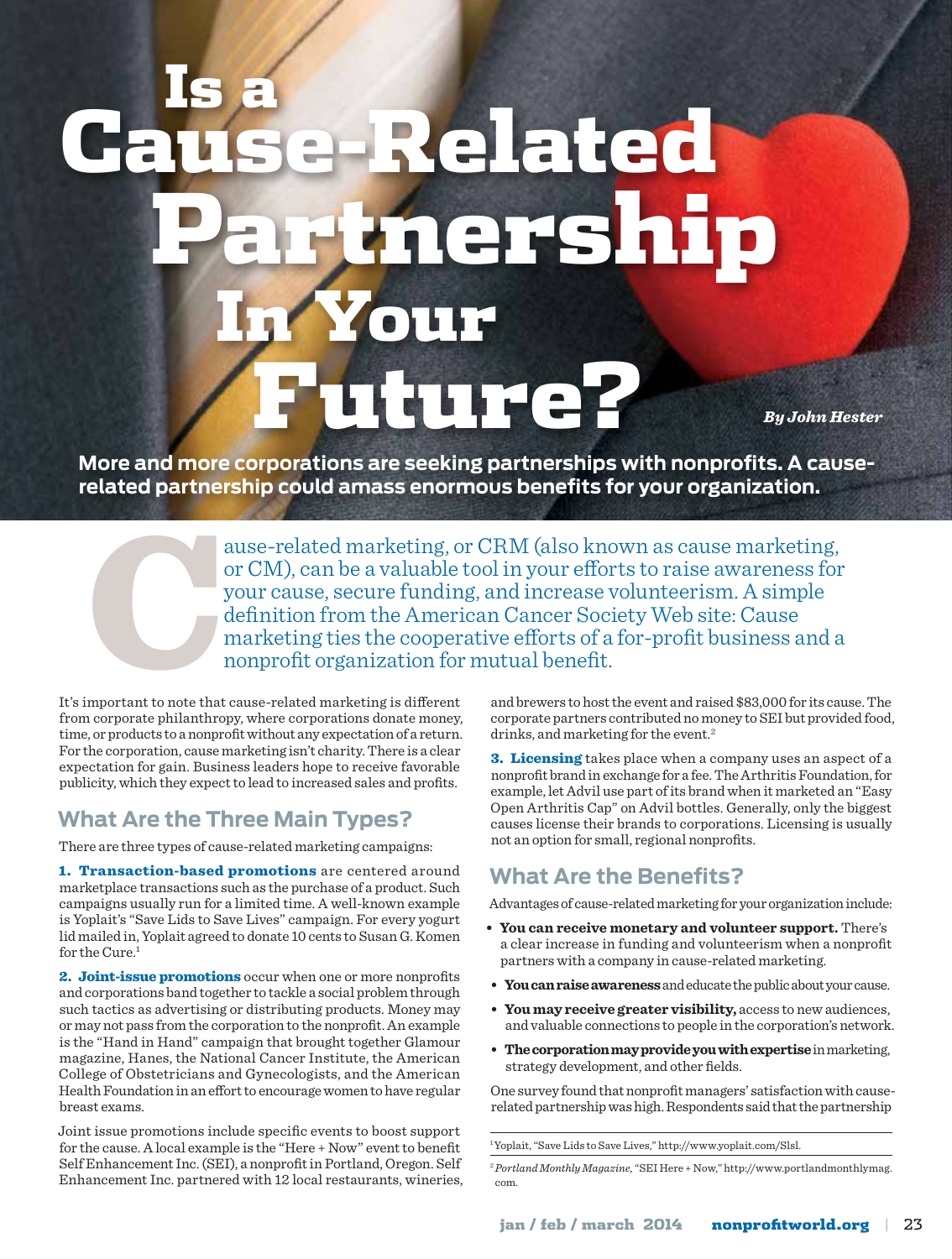# Is a Cause-Related Partnership In Your Future?

*By John Hester*

**More and more corporations are seeking partnerships with nonprofits. A cause-related partnership could amass enormous benefits for your organization.**

Cause-related marketing, or CRM (also known as cause marketing, or CM), can be a valuable tool in your efforts to raise awareness for your cause, secure funding, and increase volunteerism. A simple definition from the American Cancer Society Web site: Cause marketing ties the cooperative efforts of a for-profit business and a nonprofit organization for mutual benefit.

It's important to note that cause-related marketing is different from corporate philanthropy, where corporations donate money, time, or products to a nonprofit without any expectation of a return. For the corporation, cause marketing isn't charity. There is a clear expectation for gain. Business leaders hope to receive favorable publicity, which they expect to lead to increased sales and profits.

## What Are the Three Main Types?

There are three types of cause-related marketing campaigns:

**1. Transaction-based promotions** are centered around marketplace transactions such as the purchase of a product. Such campaigns usually run for a limited time. A well-known example is Yoplait's "Save Lids to Save Lives" campaign. For every yogurt lid mailed in, Yoplait agreed to donate 10 cents to Susan G. Komen for the Cure.[1]

**2. Joint-issue promotions** occur when one or more nonprofits and corporations band together to tackle a social problem through such tactics as advertising or distributing products. Money may or may not pass from the corporation to the nonprofit. An example is the "Hand in Hand" campaign that brought together Glamour magazine, Hanes, the National Cancer Institute, the American College of Obstetricians and Gynecologists, and the American Health Foundation in an effort to encourage women to have regular breast exams.

Joint issue promotions include specific events to boost support for the cause. A local example is the "Here + Now" event to benefit Self Enhancement Inc. (SEI), a nonprofit in Portland, Oregon. Self Enhancement Inc. partnered with 12 local restaurants, wineries, and brewers to host the event and raised $83,000 for its cause. The corporate partners contributed no money to SEI but provided food, drinks, and marketing for the event.[2]

**3. Licensing** takes place when a company uses an aspect of a nonprofit brand in exchange for a fee. The Arthritis Foundation, for example, let Advil use part of its brand when it marketed an "Easy Open Arthritis Cap" on Advil bottles. Generally, only the biggest causes license their brands to corporations. Licensing is usually not an option for small, regional nonprofits.

## What Are the Benefits?

Advantages of cause-related marketing for your organization include:

- **You can receive monetary and volunteer support.** There's a clear increase in funding and volunteerism when a nonprofit partners with a company in cause-related marketing.
- **You can raise awareness** and educate the public about your cause.
- **You may receive greater visibility,** access to new audiences, and valuable connections to people in the corporation's network.
- **The corporation may provide you with expertise** in marketing, strategy development, and other fields.

One survey found that nonprofit managers' satisfaction with cause-related partnership was high. Respondents said that the partnership

---

[1] Yoplait, "Save Lids to Save Lives," http://www.yoplait.com/Slsl.

[2] *Portland Monthly Magazine,* "SEI Here + Now," http://www.portlandmonthlymag.com.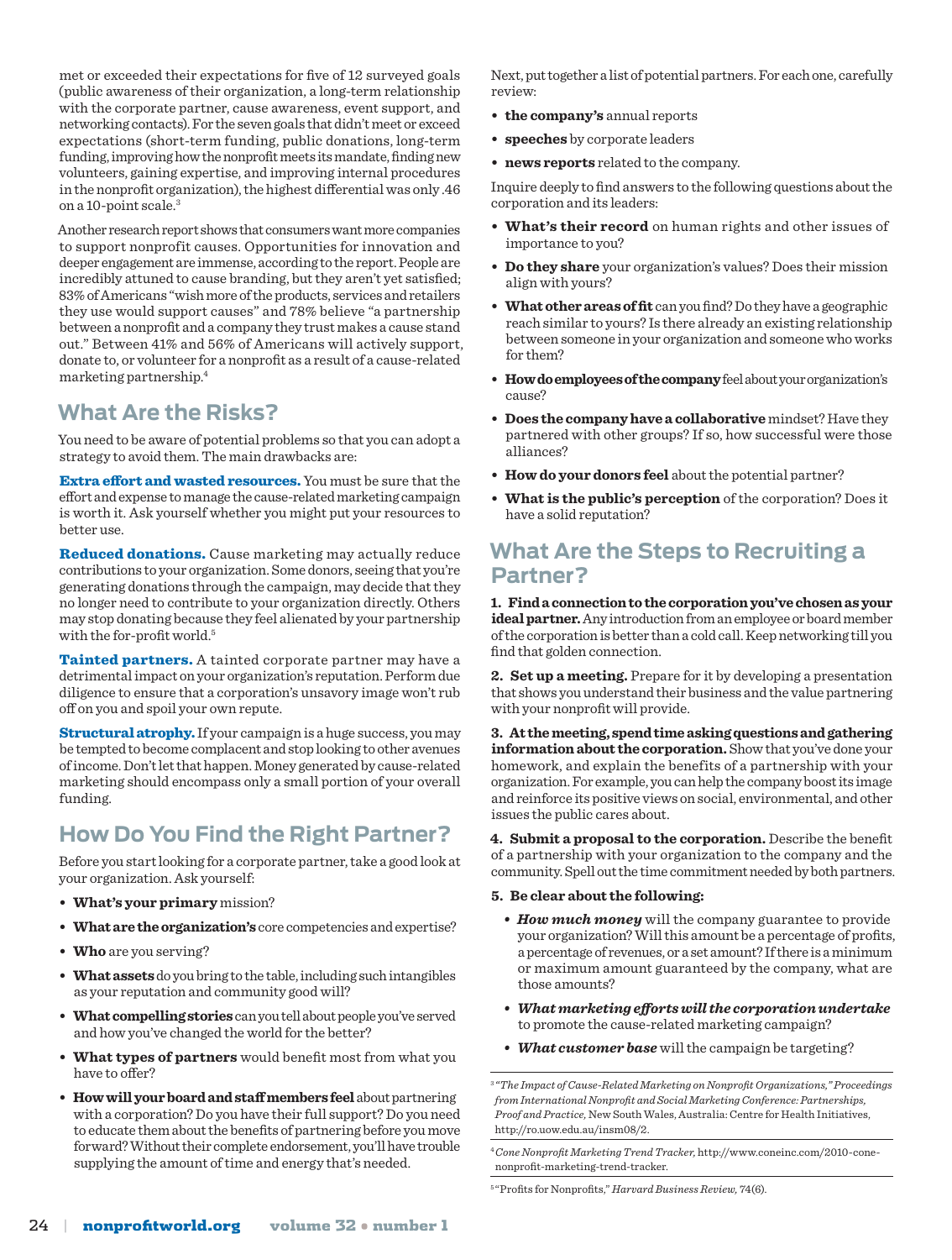met or exceeded their expectations for five of 12 surveyed goals (public awareness of their organization, a long-term relationship with the corporate partner, cause awareness, event support, and networking contacts). For the seven goals that didn't meet or exceed expectations (short-term funding, public donations, long-term funding, improving how the nonprofit meets its mandate, finding new volunteers, gaining expertise, and improving internal procedures in the nonprofit organization), the highest differential was only .46 on a 10-point scale.[3]

Another research report shows that consumers want more companies to support nonprofit causes. Opportunities for innovation and deeper engagement are immense, according to the report. People are incredibly attuned to cause branding, but they aren't yet satisfied; 83% of Americans "wish more of the products, services and retailers they use would support causes" and 78% believe "a partnership between a nonprofit and a company they trust makes a cause stand out." Between 41% and 56% of Americans will actively support, donate to, or volunteer for a nonprofit as a result of a cause-related marketing partnership.[4]

## What Are the Risks?

You need to be aware of potential problems so that you can adopt a strategy to avoid them. The main drawbacks are:

**Extra effort and wasted resources.** You must be sure that the effort and expense to manage the cause-related marketing campaign is worth it. Ask yourself whether you might put your resources to better use.

**Reduced donations.** Cause marketing may actually reduce contributions to your organization. Some donors, seeing that you're generating donations through the campaign, may decide that they no longer need to contribute to your organization directly. Others may stop donating because they feel alienated by your partnership with the for-profit world.[5]

**Tainted partners.** A tainted corporate partner may have a detrimental impact on your organization's reputation. Perform due diligence to ensure that a corporation's unsavory image won't rub off on you and spoil your own repute.

**Structural atrophy.** If your campaign is a huge success, you may be tempted to become complacent and stop looking to other avenues of income. Don't let that happen. Money generated by cause-related marketing should encompass only a small portion of your overall funding.

## How Do You Find the Right Partner?

Before you start looking for a corporate partner, take a good look at your organization. Ask yourself:

- **What's your primary** mission?
- **What are the organization's** core competencies and expertise?
- **Who** are you serving?
- **What assets** do you bring to the table, including such intangibles as your reputation and community good will?
- **What compelling stories** can you tell about people you've served and how you've changed the world for the better?
- **What types of partners** would benefit most from what you have to offer?
- **How will your board and staff members feel** about partnering with a corporation? Do you have their full support? Do you need to educate them about the benefits of partnering before you move forward? Without their complete endorsement, you'll have trouble supplying the amount of time and energy that's needed.

Next, put together a list of potential partners. For each one, carefully review:

- **the company's** annual reports
- **speeches** by corporate leaders
- **news reports** related to the company.

Inquire deeply to find answers to the following questions about the corporation and its leaders:

- **What's their record** on human rights and other issues of importance to you?
- **Do they share** your organization's values? Does their mission align with yours?
- **What other areas of fit** can you find? Do they have a geographic reach similar to yours? Is there already an existing relationship between someone in your organization and someone who works for them?
- **How do employees of the company** feel about your organization's cause?
- **Does the company have a collaborative** mindset? Have they partnered with other groups? If so, how successful were those alliances?
- **How do your donors feel** about the potential partner?
- **What is the public's perception** of the corporation? Does it have a solid reputation?

## What Are the Steps to Recruiting a Partner?

**1. Find a connection to the corporation you've chosen as your ideal partner.** Any introduction from an employee or board member of the corporation is better than a cold call. Keep networking till you find that golden connection.

**2. Set up a meeting.** Prepare for it by developing a presentation that shows you understand their business and the value partnering with your nonprofit will provide.

**3. At the meeting, spend time asking questions and gathering information about the corporation.** Show that you've done your homework, and explain the benefits of a partnership with your organization. For example, you can help the company boost its image and reinforce its positive views on social, environmental, and other issues the public cares about.

**4. Submit a proposal to the corporation.** Describe the benefit of a partnership with your organization to the company and the community. Spell out the time commitment needed by both partners.

**5. Be clear about the following:**

- ***How much money*** will the company guarantee to provide your organization? Will this amount be a percentage of profits, a percentage of revenues, or a set amount? If there is a minimum or maximum amount guaranteed by the company, what are those amounts?
- ***What marketing efforts will the corporation undertake*** to promote the cause-related marketing campaign?
- ***What customer base*** will the campaign be targeting?

---

[3] *"The Impact of Cause-Related Marketing on Nonprofit Organizations," Proceedings from International Nonprofit and Social Marketing Conference: Partnerships, Proof and Practice,* New South Wales, Australia: Centre for Health Initiatives, http://ro.uow.edu.au/insm08/2.

[4] *Cone Nonprofit Marketing Trend Tracker,* http://www.coneinc.com/2010-cone-nonprofit-marketing-trend-tracker.

[5] "Profits for Nonprofits," *Harvard Business Review,* 74(6).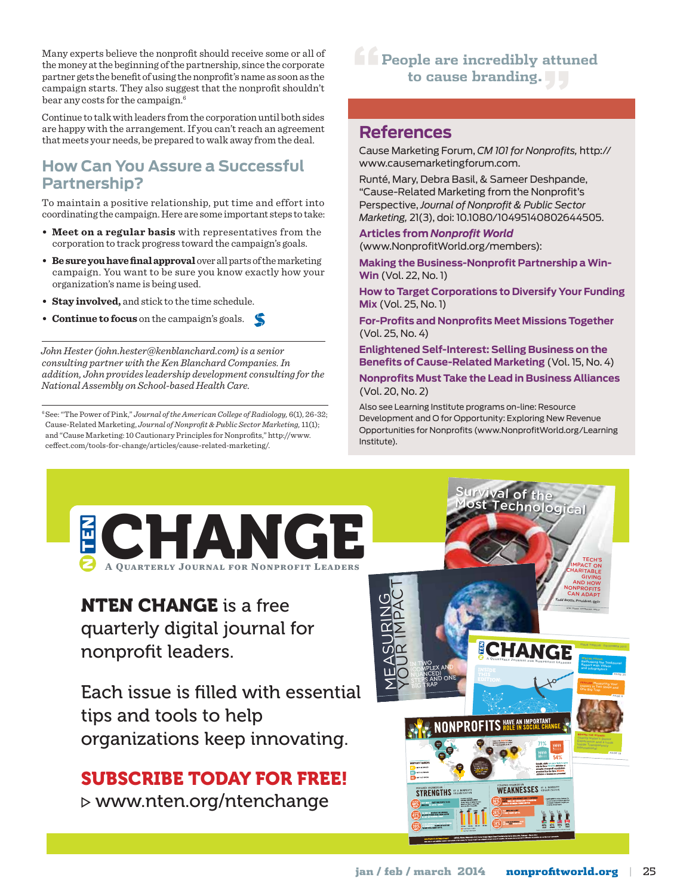Many experts believe the nonprofit should receive some or all of the money at the beginning of the partnership, since the corporate partner gets the benefit of using the nonprofit's name as soon as the campaign starts. They also suggest that the nonprofit shouldn't bear any costs for the campaign.[6]

Continue to talk with leaders from the corporation until both sides are happy with the arrangement. If you can't reach an agreement that meets your needs, be prepared to walk away from the deal.

## How Can You Assure a Successful Partnership?

To maintain a positive relationship, put time and effort into coordinating the campaign. Here are some important steps to take:

- **Meet on a regular basis** with representatives from the corporation to track progress toward the campaign's goals.
- **Be sure you have final approval** over all parts of the marketing campaign. You want to be sure you know exactly how your organization's name is being used.
- **Stay involved,** and stick to the time schedule.
- **Continue to focus** on the campaign's goals.

*John Hester (john.hester@kenblanchard.com) is a senior consulting partner with the Ken Blanchard Companies. In addition, John provides leadership development consulting for the National Assembly on School-based Health Care.*

[6] See: "The Power of Pink," *Journal of the American College of Radiology,* 6(1), 26-32; Cause-Related Marketing, *Journal of Nonprofit & Public Sector Marketing,* 11(1); and "Cause Marketing: 10 Cautionary Principles for Nonprofits," http://www.ceffect.com/tools-for-change/articles/cause-related-marketing/.

> People are incredibly attuned to cause branding.

## References

Cause Marketing Forum, *CM 101 for Nonprofits,* http://www.causemarketingforum.com.

Runté, Mary, Debra Basil, & Sameer Deshpande, "Cause-Related Marketing from the Nonprofit's Perspective, *Journal of Nonprofit & Public Sector Marketing,* 21(3), doi: 10.1080/10495140802644505.

**Articles from *Nonprofit World*** (www.NonprofitWorld.org/members):

**Making the Business-Nonprofit Partnership a Win-Win** (Vol. 22, No. 1)

**How to Target Corporations to Diversify Your Funding Mix** (Vol. 25, No. 1)

**For-Profits and Nonprofits Meet Missions Together** (Vol. 25, No. 4)

**Enlightened Self-Interest: Selling Business on the Benefits of Cause-Related Marketing** (Vol. 15, No. 4)

**Nonprofits Must Take the Lead in Business Alliances** (Vol. 20, No. 2)

Also see Learning Institute programs on-line: Resource Development and O for Opportunity: Exploring New Revenue Opportunities for Nonprofits (www.NonprofitWorld.org/LearningInstitute).

NTEN CHANGE
A Quarterly Journal for Nonprofit Leaders

**NTEN CHANGE** is a free quarterly digital journal for nonprofit leaders.

Each issue is filled with essential tips and tools to help organizations keep innovating.

**SUBSCRIBE TODAY FOR FREE!**
▷ www.nten.org/ntenchange